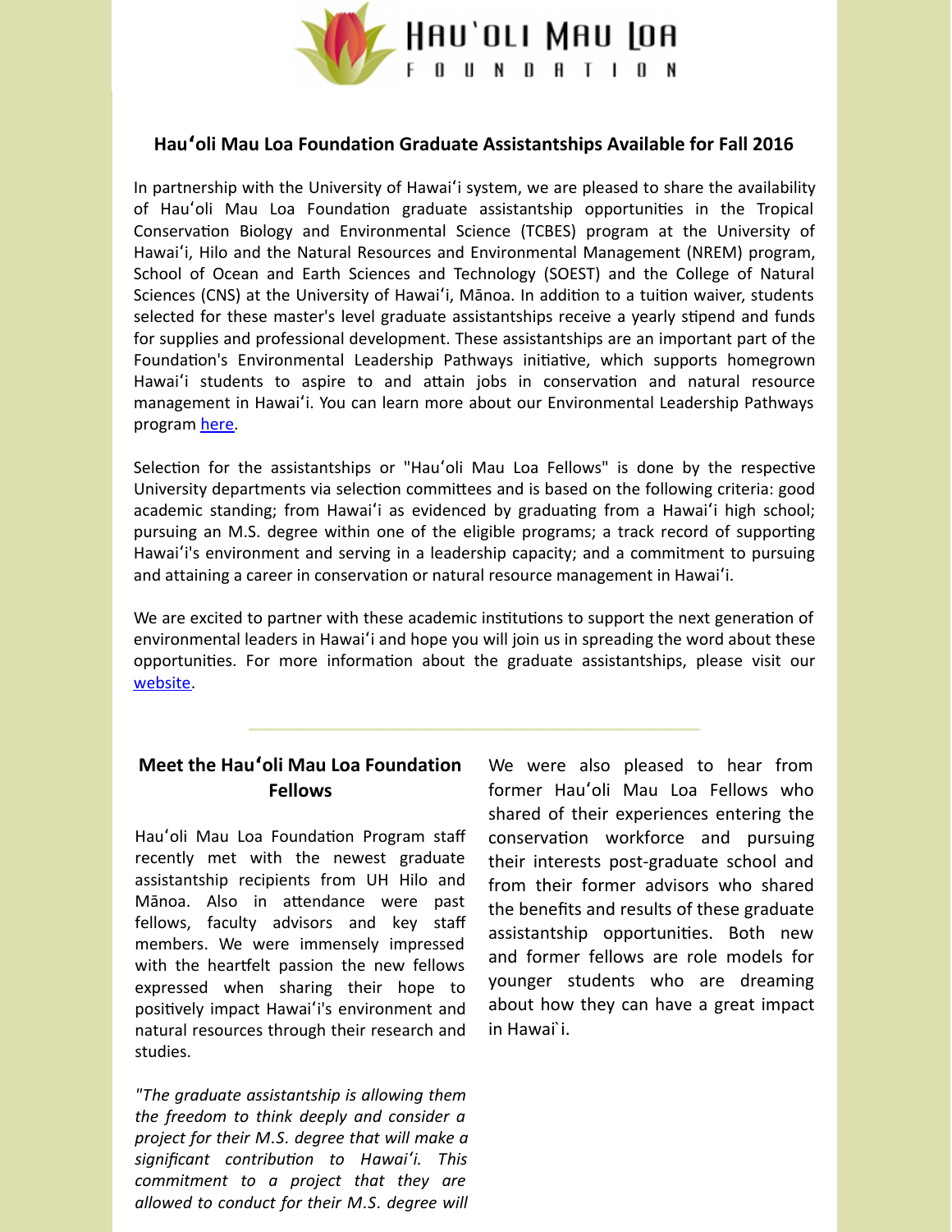Hauʻoli Mau Loa Foundation

## Hauʻoli Mau Loa Foundation Graduate Assistantships Available for Fall 2016

In partnership with the University of Hawaiʻi system, we are pleased to share the availability of Hauʻoli Mau Loa Foundation graduate assistantship opportunities in the Tropical Conservation Biology and Environmental Science (TCBES) program at the University of Hawaiʻi, Hilo and the Natural Resources and Environmental Management (NREM) program, School of Ocean and Earth Sciences and Technology (SOEST) and the College of Natural Sciences (CNS) at the University of Hawaiʻi, Mānoa. In addition to a tuition waiver, students selected for these master's level graduate assistantships receive a yearly stipend and funds for supplies and professional development. These assistantships are an important part of the Foundation's Environmental Leadership Pathways initiative, which supports homegrown Hawaiʻi students to aspire to and attain jobs in conservation and natural resource management in Hawaiʻi. You can learn more about our Environmental Leadership Pathways program here.

Selection for the assistantships or "Hauʻoli Mau Loa Fellows" is done by the respective University departments via selection committees and is based on the following criteria: good academic standing; from Hawaiʻi as evidenced by graduating from a Hawaiʻi high school; pursuing an M.S. degree within one of the eligible programs; a track record of supporting Hawaiʻi's environment and serving in a leadership capacity; and a commitment to pursuing and attaining a career in conservation or natural resource management in Hawaiʻi.

We are excited to partner with these academic institutions to support the next generation of environmental leaders in Hawaiʻi and hope you will join us in spreading the word about these opportunities. For more information about the graduate assistantships, please visit our website.

## Meet the Hauʻoli Mau Loa Foundation Fellows

Hauʻoli Mau Loa Foundation Program staff recently met with the newest graduate assistantship recipients from UH Hilo and Mānoa. Also in attendance were past fellows, faculty advisors and key staff members. We were immensely impressed with the heartfelt passion the new fellows expressed when sharing their hope to positively impact Hawaiʻi's environment and natural resources through their research and studies.

*"The graduate assistantship is allowing them the freedom to think deeply and consider a project for their M.S. degree that will make a significant contribution to Hawaiʻi. This commitment to a project that they are allowed to conduct for their M.S. degree will*

We were also pleased to hear from former Hauʻoli Mau Loa Fellows who shared of their experiences entering the conservation workforce and pursuing their interests post-graduate school and from their former advisors who shared the benefits and results of these graduate assistantship opportunities. Both new and former fellows are role models for younger students who are dreaming about how they can have a great impact in Hawai`i.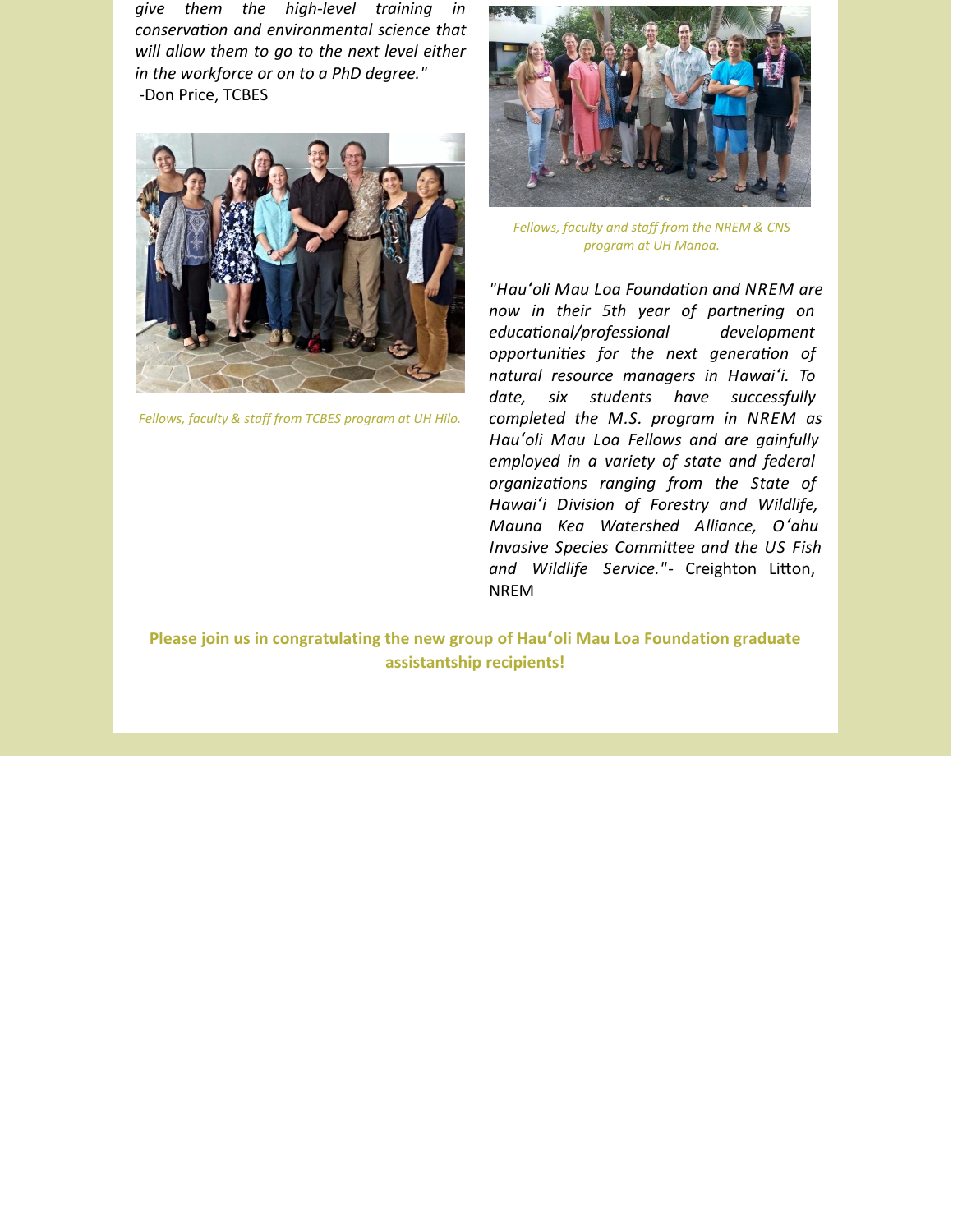*give them the high-level training in conservation and environmental science that will allow them to go to the next level either in the workforce or on to a PhD degree."*
-Don Price, TCBES

*Fellows, faculty & staff from TCBES program at UH Hilo.*

*Fellows, faculty and staff from the NREM & CNS program at UH Mānoa.*

*"Hauʻoli Mau Loa Foundation and NREM are now in their 5th year of partnering on educational/professional development opportunities for the next generation of natural resource managers in Hawaiʻi. To date, six students have successfully completed the M.S. program in NREM as Hauʻoli Mau Loa Fellows and are gainfully employed in a variety of state and federal organizations ranging from the State of Hawaiʻi Division of Forestry and Wildlife, Mauna Kea Watershed Alliance, Oʻahu Invasive Species Committee and the US Fish and Wildlife Service."*- Creighton Litton, NREM

**Please join us in congratulating the new group of Hauʻoli Mau Loa Foundation graduate assistantship recipients!**